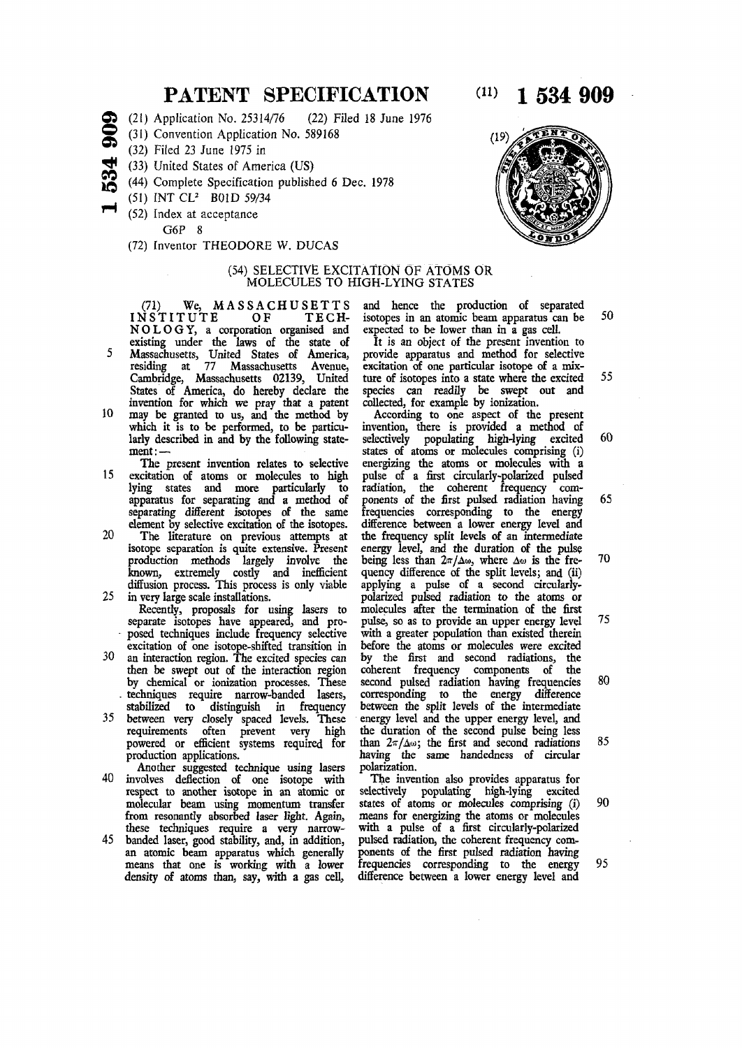# PATENT SPECIFICATION

(11) **1 534 909**

(21) Application No. 25314/76 (22) Filed 18 June 1976

(31) Convention Application No. 589168

(32) Filed 23 June 1975 in

(33) United States of America (US)

(44) Complete Specification published 6 Dec. 1978

(51) INT CL[2] B01D 59/34

(52) Index at acceptance

G6P 8

(72) Inventor THEODORE W. DUCAS

(54) SELECTIVE EXCITATION OF ATOMS OR MOLECULES TO HIGH-LYING STATES

(71) We, MASSACHUSETTS INSTITUTE OF TECHNOLOGY, a corporation organised and existing under the laws of the state of Massachusetts, United States of America, residing at 77 Massachusetts Avenue, Cambridge, Massachusetts 02139, United States of America, do hereby declare the invention for which we pray that a patent may be granted to us, and the method by which it is to be performed, to be particularly described in and by the following statement:—

The present invention relates to selective excitation of atoms or molecules to high lying states and more particularly to apparatus for separating and a method of separating different isotopes of the same element by selective excitation of the isotopes.

The literature on previous attempts at isotope separation is quite extensive. Present production methods largely involve the known, extremely costly and inefficient diffusion process. This process is only viable in very large scale installations.

Recently, proposals for using lasers to separate isotopes have appeared, and proposed techniques include frequency selective excitation of one isotope-shifted transition in an interaction region. The excited species can then be swept out of the interaction region by chemical or ionization processes. These techniques require narrow-banded lasers, stabilized to distinguish in frequency between very closely spaced levels. These requirements often prevent very high powered or efficient systems required for production applications.

Another suggested technique using lasers involves deflection of one isotope with respect to another isotope in an atomic or molecular beam using momentum transfer from resonantly absorbed laser light. Again, these techniques require a very narrow-banded laser, good stability, and, in addition, an atomic beam apparatus which generally means that one is working with a lower density of atoms than, say, with a gas cell, and hence the production of separated isotopes in an atomic beam apparatus can be expected to be lower than in a gas cell.

It is an object of the present invention to provide apparatus and method for selective excitation of one particular isotope of a mixture of isotopes into a state where the excited species can readily be swept out and collected, for example by ionization.

According to one aspect of the present invention, there is provided a method of selectively populating high-lying excited states of atoms or molecules comprising (i) energizing the atoms or molecules with a pulse of a first circularly-polarized pulsed radiation, the coherent frequency components of the first pulsed radiation having frequencies corresponding to the energy difference between a lower energy level and the frequency split levels of an intermediate energy level, and the duration of the pulse being less than $2\pi/\Delta\omega$, where $\Delta\omega$ is the frequency difference of the split levels; and (ii) applying a pulse of a second circularly-polarized pulsed radiation to the atoms or molecules after the termination of the first pulse, so as to provide an upper energy level with a greater population than existed therein before the atoms or molecules were excited by the first and second radiations, the coherent frequency components of the second pulsed radiation having frequencies corresponding to the energy difference between the split levels of the intermediate energy level and the upper energy level, and the duration of the second pulse being less than $2\pi/\Delta\omega$; the first and second radiations having the same handedness of circular polarization.

The invention also provides apparatus for selectively populating high-lying excited states of atoms or molecules comprising (i) means for energizing the atoms or molecules with a pulse of a first circularly-polarized pulsed radiation, the coherent frequency components of the first pulsed radiation having frequencies corresponding to the energy difference between a lower energy level and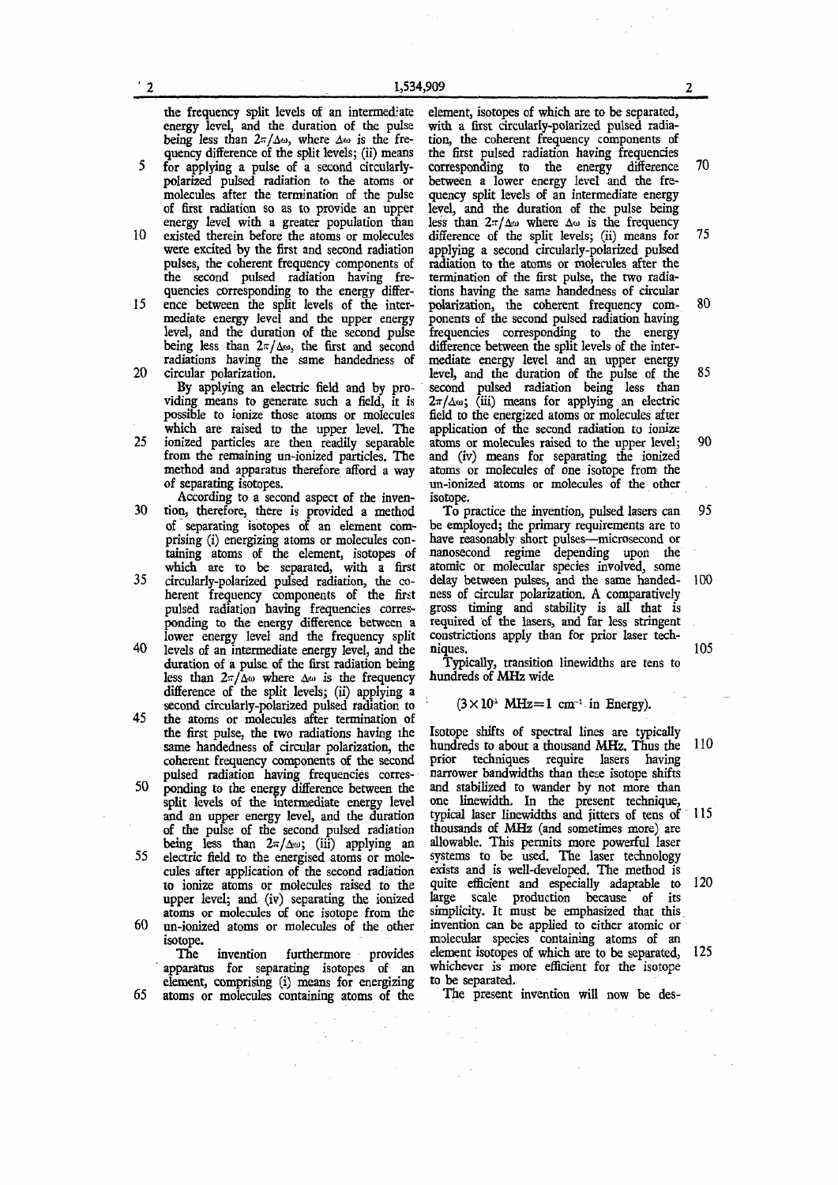the frequency split levels of an intermediate energy level, and the duration of the pulse being less than $2\pi/\Delta\omega$, where $\Delta\omega$ is the frequency difference of the split levels; (ii) means for applying a pulse of a second circularly-polarized pulsed radiation to the atoms or molecules after the termination of the pulse of first radiation so as to provide an upper energy level with a greater population than existed therein before the atoms or molecules were excited by the first and second radiation pulses, the coherent frequency components of the second pulsed radiation having frequencies corresponding to the energy difference between the split levels of the intermediate energy level and the upper energy level, and the duration of the second pulse being less than $2\pi/\Delta\omega$, the first and second radiations having the same handedness of circular polarization.

By applying an electric field and by providing means to generate such a field, it is possible to ionize those atoms or molecules which are raised to the upper level. The ionized particles are then readily separable from the remaining un-ionized particles. The method and apparatus therefore afford a way of separating isotopes.

According to a second aspect of the invention, therefore, there is provided a method of separating isotopes of an element comprising (i) energizing atoms or molecules containing atoms of the element, isotopes of which are to be separated, with a first circularly-polarized pulsed radiation, the coherent frequency components of the first pulsed radiation having frequencies corresponding to the energy difference between a lower energy level and the frequency split levels of an intermediate energy level, and the duration of a pulse of the first radiation being less than $2\pi/\Delta\omega$ where $\Delta\omega$ is the frequency difference of the split levels; (ii) applying a second circularly-polarized pulsed radiation to the atoms or molecules after termination of the first pulse, the two radiations having the same handedness of circular polarization, the coherent frequency components of the second pulsed radiation having frequencies corresponding to the energy difference between the split levels of the intermediate energy level and an upper energy level, and the duration of the pulse of the second pulsed radiation being less than $2\pi/\Delta\omega$; (iii) applying an electric field to the energised atoms or molecules after application of the second radiation to ionize atoms or molecules raised to the upper level; and (iv) separating the ionized atoms or molecules of one isotope from the un-ionized atoms or molecules of the other isotope.

The invention furthermore provides apparatus for separating isotopes of an element, comprising (i) means for energizing atoms or molecules containing atoms of the element, isotopes of which are to be separated, with a first circularly-polarized pulsed radiation, the coherent frequency components of the first pulsed radiation having frequencies corresponding to the energy difference between a lower energy level and the frequency split levels of an intermediate energy level, and the duration of the pulse being less than $2\pi/\Delta\omega$ where $\Delta\omega$ is the frequency difference of the split levels; (ii) means for applying a second circularly-polarized pulsed radiation to the atoms or molecules after the termination of the first pulse, the two radiations having the same handedness of circular polarization, the coherent frequency components of the second pulsed radiation having frequencies corresponding to the energy difference between the split levels of the intermediate energy level and an upper energy level, and the duration of the pulse of the second pulsed radiation being less than $2\pi/\Delta\omega$; (iii) means for applying an electric field to the energized atoms or molecules after application of the second radiation to ionize atoms or molecules raised to the upper level; and (iv) means for separating the ionized atoms or molecules of one isotope from the un-ionized atoms or molecules of the other isotope.

To practice the invention, pulsed lasers can be employed; the primary requirements are to have reasonably short pulses—microsecond or nanosecond regime depending upon the atomic or molecular species involved, some delay between pulses, and the same handedness of circular polarization. A comparatively gross timing and stability is all that is required of the lasers, and far less stringent constrictions apply than for prior laser techniques.

Typically, transition linewidths are tens to hundreds of MHz wide

$$(3\times10^{4}\ \text{MHz}=1\ \text{cm}^{-1}\ \text{in Energy}).$$

Isotope shifts of spectral lines are typically hundreds to about a thousand MHz. Thus the prior techniques require lasers having narrower bandwidths than these isotope shifts and stabilized to wander by not more than one linewidth. In the present technique, typical laser linewidths and jitters of tens of thousands of MHz (and sometimes more) are allowable. This permits more powerful laser systems to be used. The laser technology exists and is well-developed. The method is quite efficient and especially adaptable to large scale production because of its simplicity. It must be emphasized that this invention can be applied to either atomic or molecular species containing atoms of an element isotopes of which are to be separated, whichever is more efficient for the isotope to be separated.

The present invention will now be des-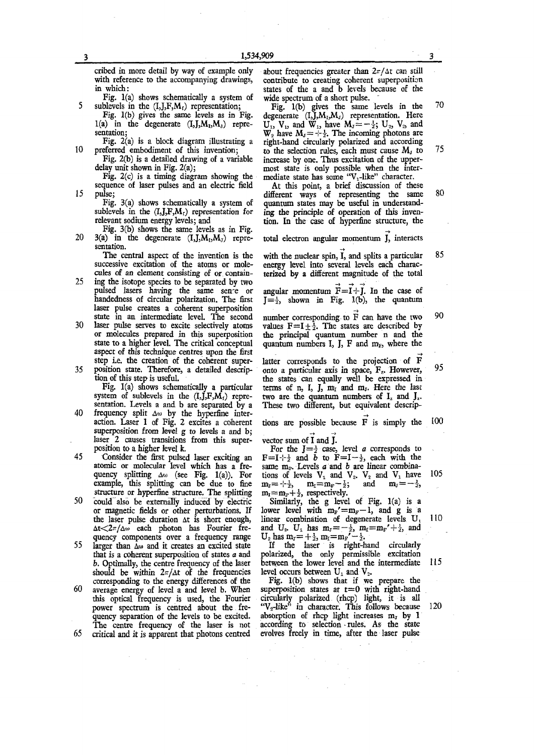cribed in more detail by way of example only with reference to the accompanying drawings, in which:

Fig. 1(a) shows schematically a system of sublevels in the $(I,J,F,M_F)$ representation;

Fig. 1(b) gives the same levels as in Fig. 1(a) in the degenerate $(I,J,M_I,M_J)$ representation;

Fig. 2(a) is a block diagram illustrating a preferred embodiment of this invention;

Fig. 2(b) is a detailed drawing of a variable delay unit shown in Fig. 2(a);

Fig. 2(c) is a timing diagram showing the sequence of laser pulses and an electric field pulse;

Fig. 3(a) shows schematically a system of sublevels in the $(I,J,F,M_F)$ representation for relevant sodium energy levels; and

Fig. 3(b) shows the same levels as in Fig. 3(a) in the degenerate $(I,J,M_I,M_J)$ representation.

The central aspect of the invention is the successive excitation of the atoms or molecules of an element consisting of or containing the isotope species to be separated by two pulsed lasers having the same sense or handedness of circular polarization. The first laser pulse creates a coherent superposition state in an intermediate level. The second laser pulse serves to excite selectively atoms or molecules prepared in this superposition state to a higher level. The critical conceptual aspect of this technique centres upon the first step i.e. the creation of the coherent superposition state. Therefore, a detailed description of this step is useful.

Fig. 1(a) shows schematically a particular system of sublevels in the $(I,J,F,M_F)$ representation. Levels a and b are separated by a frequency split $\Delta\omega$ by the hyperfine interaction. Laser 1 of Fig. 2 excites a coherent superposition from level g to levels a and b; laser 2 causes transitions from this superposition to a higher level k.

Consider the first pulsed laser exciting an atomic or molecular level which has a frequency splitting $\Delta\omega$ (see Fig. 1(a)). For example, this splitting can be due to fine structure or hyperfine structure. The splitting could also be externally induced by electric or magnetic fields or other perturbations. If the laser pulse duration $\Delta t$ is short enough, $\Delta t < 2\pi/\Delta\omega$ each photon has Fourier frequency components over a frequency range larger than $\Delta\omega$ and it creates an excited state that is a coherent superposition of states $a$ and $b$. Optimally, the centre frequency of the laser should be within $2\pi/\Delta t$ of the frequencies corresponding to the energy differences of the average energy of level a and level b. When this optical frequency is used, the Fourier power spectrum is centred about the frequency separation of the levels to be excited. The centre frequency of the laser is not critical and it is apparent that photons centred about frequencies greater than $2\pi/\Delta t$ can still contribute to creating coherent superposition states of the a and b levels because of the wide spectrum of a short pulse.

Fig. 1(b) gives the same levels in the degenerate $(I,J,M_I,M_J)$ representation. Here $U_1$, $V_1$, and $W_1$, have $M_J = -\frac{1}{2}$; $U_2$, $V_2$, and $W_2$ have $M_J = +\frac{1}{2}$. The incoming photons are right-hand circularly polarized and according to the selection rules, each must cause $M_J$ to increase by one. Thus excitation of the uppermost state is only possible when the intermediate state has some "$V_1$-like" character.

At this point, a brief discussion of these different ways of representing the same quantum states may be useful in understanding the principle of operation of this invention. In the case of hyperfine structure, the total electron angular momentum $\vec{J}$, interacts with the nuclear spin, $\vec{I}$, and splits a particular energy level into several levels each characterized by a different magnitude of the total angular momentum $\vec{F} = \vec{I} + \vec{J}$. In the case of $J = \frac{1}{2}$, shown in Fig. 1(b), the quantum number corresponding to $\vec{F}$ can have the two values $F = I \pm \frac{1}{2}$. The states are described by the principal quantum number n and the quantum numbers I, J, F and $m_F$, where the latter corresponds to the projection of $\vec{F}$ onto a particular axis in space, $F_z$. However, the states can equally well be expressed in terms of n, I, J, $m_I$ and $m_J$. Here the last two are the quantum numbers of $I_z$ and $J_z$. These two different, but equivalent descriptions are possible because $\vec{F}$ is simply the vector sum of $\vec{I}$ and $\vec{J}$.

For the $J = \frac{1}{2}$ case, level $a$ corresponds to $F = I + \frac{1}{2}$ and $b$ to $F = I - \frac{1}{2}$, each with the same $m_F$. Levels $a$ and $b$ are linear combinations of levels $V_1$ and $V_2$. $V_2$ and $V_1$ have $m_J = +\frac{1}{2}$, $m_I = m_F - \frac{1}{2}$; and $m_J = -\frac{1}{2}$, $m_I = m_F + \frac{1}{2}$, respectively.

Similarly, the g level of Fig. 1(a) is a lower level with $m_F' = m_F - 1$, and g is a linear combination of degenerate levels $U_1$ and $U_2$. $U_1$ has $m_J = -\frac{1}{2}$, $m_I = m_F' + \frac{1}{2}$, and $U_2$ has $m_J = +\frac{1}{2}$, $m_I = m_F' - \frac{1}{2}$.

If the laser is right-hand circularly polarized, the only permissible excitation between the lower level and the intermediate level occurs between $U_1$ and $V_2$.

Fig. 1(b) shows that if we prepare the superposition states at $t=0$ with right-hand circularly polarized (rhcp) light, it is all "$V_2$-like" in character. This follows because absorption of rhcp light increases $m_J$ by 1 according to selection rules. As the state evolves freely in time, after the laser pulse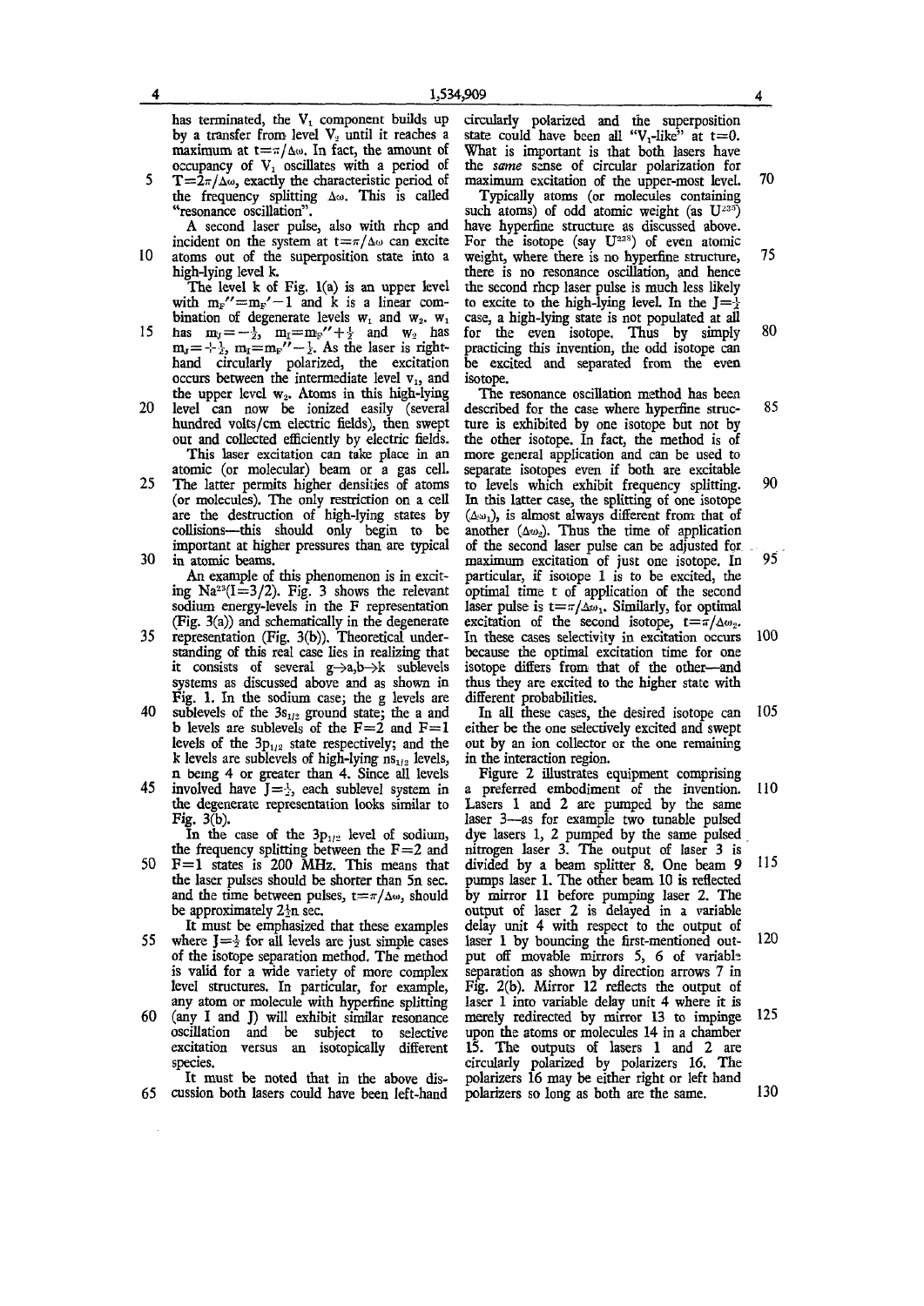has terminated, the $V_1$ component builds up by a transfer from level $V_2$ until it reaches a maximum at $t=\pi/\Delta\omega$. In fact, the amount of occupancy of $V_1$ oscillates with a period of $T=2\pi/\Delta\omega$, exactly the characteristic period of the frequency splitting $\Delta\omega$. This is called "resonance oscillation".

A second laser pulse, also with rhcp and incident on the system at $t=\pi/\Delta\omega$ can excite atoms out of the superposition state into a high-lying level k.

The level k of Fig. 1(a) is an upper level with $m_F''=m_F'-1$ and k is a linear combination of degenerate levels $w_1$ and $w_2$. $w_1$ has $m_J=-\frac{1}{2}$, $m_I=m_F''+\frac{1}{2}$ and $w_2$ has $m_J=+\frac{1}{2}$, $m_I=m_F''-\frac{1}{2}$. As the laser is right-hand circularly polarized, the excitation occurs between the intermediate level $v_1$, and the upper level $w_2$. Atoms in this high-lying level can now be ionized easily (several hundred volts/cm electric fields), then swept out and collected efficiently by electric fields.

This laser excitation can take place in an atomic (or molecular) beam or a gas cell. The latter permits higher densities of atoms (or molecules). The only restriction on a cell are the destruction of high-lying states by collisions—this should only begin to be important at higher pressures than are typical in atomic beams.

An example of this phenomenon is in exciting $Na^{23}(I=3/2)$. Fig. 3 shows the relevant sodium energy-levels in the F representation (Fig. 3(a)) and schematically in the degenerate representation (Fig. 3(b)). Theoretical understanding of this real case lies in realizing that it consists of several g→a,b→k sublevels systems as discussed above and as shown in Fig. 1. In the sodium case; the g levels are sublevels of the $3s_{1/2}$ ground state; the a and b levels are sublevels of the F=2 and F=1 levels of the $3p_{1/2}$ state respectively; and the k levels are sublevels of high-lying $ns_{1/2}$ levels, n being 4 or greater than 4. Since all levels involved have $J=\frac{1}{2}$, each sublevel system in the degenerate representation looks similar to Fig. 3(b).

In the case of the $3p_{1/2}$ level of sodium, the frequency splitting between the F=2 and F=1 states is 200 MHz. This means that the laser pulses should be shorter than 5n sec. and the time between pulses, $t=\pi/\Delta\omega$, should be approximately $2\frac{1}{2}$n sec.

It must be emphasized that these examples where $J=\frac{1}{2}$ for all levels are just simple cases of the isotope separation method. The method is valid for a wide variety of more complex level structures. In particular, for example, any atom or molecule with hyperfine splitting (any I and J) will exhibit similar resonance oscillation and be subject to selective excitation versus an isotopically different species.

It must be noted that in the above discussion both lasers could have been left-hand circularly polarized and the superposition state could have been all "$V_1$-like" at t=0. What is important is that both lasers have the *same* sense of circular polarization for maximum excitation of the upper-most level.

Typically atoms (or molecules containing such atoms) of odd atomic weight (as $U^{235}$) have hyperfine structure as discussed above. For the isotope (say $U^{238}$) of even atomic weight, where there is no hyperfine structure, there is no resonance oscillation, and hence the second rhcp laser pulse is much less likely to excite to the high-lying level. In the $J=\frac{1}{2}$ case, a high-lying state is not populated at all for the even isotope. Thus by simply practicing this invention, the odd isotope can be excited and separated from the even isotope.

The resonance oscillation method has been described for the case where hyperfine structure is exhibited by one isotope but not by the other isotope. In fact, the method is of more general application and can be used to separate isotopes even if both are excitable to levels which exhibit frequency splitting. In this latter case, the splitting of one isotope ($\Delta\omega_1$), is almost always different from that of another ($\Delta\omega_2$). Thus the time of application of the second laser pulse can be adjusted for maximum excitation of just one isotope. In particular, if isotope 1 is to be excited, the optimal time t of application of the second laser pulse is $t=\pi/\Delta\omega_1$. Similarly, for optimal excitation of the second isotope, $t=\pi/\Delta\omega_2$. In these cases selectivity in excitation occurs because the optimal excitation time for one isotope differs from that of the other—and thus they are excited to the higher state with different probabilities.

In all these cases, the desired isotope can either be the one selectively excited and swept out by an ion collector or the one remaining in the interaction region.

Figure 2 illustrates equipment comprising a preferred embodiment of the invention. Lasers 1 and 2 are pumped by the same laser 3—as for example two tunable pulsed dye lasers 1, 2 pumped by the same pulsed nitrogen laser 3. The output of laser 3 is divided by a beam splitter 8. One beam 9 pumps laser 1. The other beam 10 is reflected by mirror 11 before pumping laser 2. The output of laser 2 is delayed in a variable delay unit 4 with respect to the output of laser 1 by bouncing the first-mentioned output off movable mirrors 5, 6 of variable separation as shown by direction arrows 7 in Fig. 2(b). Mirror 12 reflects the output of laser 1 into variable delay unit 4 where it is merely redirected by mirror 13 to impinge upon the atoms or molecules 14 in a chamber 15. The outputs of lasers 1 and 2 are circularly polarized by polarizers 16. The polarizers 16 may be either right or left hand polarizers so long as both are the same.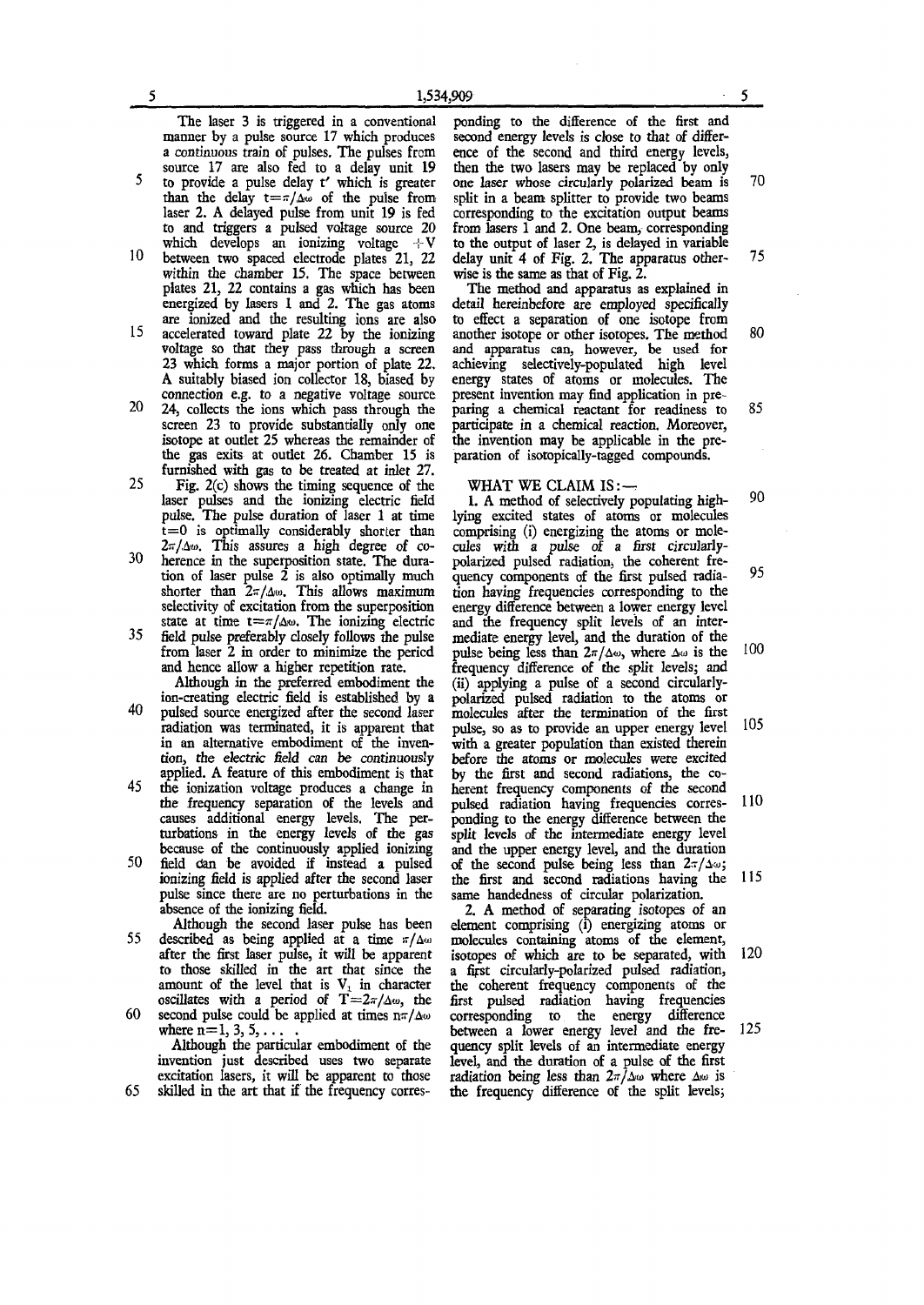The laser 3 is triggered in a conventional manner by a pulse source 17 which produces a continuous train of pulses. The pulses from source 17 are also fed to a delay unit 19 to provide a pulse delay $t'$ which is greater than the delay $t=\pi/\Delta\omega$ of the pulse from laser 2. A delayed pulse from unit 19 is fed to and triggers a pulsed voltage source 20 which develops an ionizing voltage $+V$ between two spaced electrode plates 21, 22 within the chamber 15. The space between plates 21, 22 contains a gas which has been energized by lasers 1 and 2. The gas atoms are ionized and the resulting ions are also accelerated toward plate 22 by the ionizing voltage so that they pass through a screen 23 which forms a major portion of plate 22. A suitably biased ion collector 18, biased by connection e.g. to a negative voltage source 24, collects the ions which pass through the screen 23 to provide substantially only one isotope at outlet 25 whereas the remainder of the gas exits at outlet 26. Chamber 15 is furnished with gas to be treated at inlet 27.

Fig. 2(c) shows the timing sequence of the laser pulses and the ionizing electric field pulse. The pulse duration of laser 1 at time $t=0$ is optimally considerably shorter than $2\pi/\Delta\omega$. This assures a high degree of coherence in the superposition state. The duration of laser pulse 2 is also optimally much shorter than $2\pi/\Delta\omega$. This allows maximum selectivity of excitation from the superposition state at time $t=\pi/\Delta\omega$. The ionizing electric field pulse preferably closely follows the pulse from laser 2 in order to minimize the period and hence allow a higher repetition rate.

Although in the preferred embodiment the ion-creating electric field is established by a pulsed source energized after the second laser radiation was terminated, it is apparent that in an alternative embodiment of the invention, the *electric field can be continuously* applied. A feature of this embodiment is that the ionization voltage produces a change in the frequency separation of the levels and causes additional energy levels. The perturbations in the energy levels of the gas because of the continuously applied ionizing field can be avoided if instead a pulsed ionizing field is applied after the second laser pulse since there are no perturbations in the absence of the ionizing field.

Although the second laser pulse has been described as being applied at a time $\pi/\Delta\omega$ after the first laser pulse, it will be apparent to those skilled in the art that since the amount of the level that is $V_1$ in character oscillates with a period of $T=2\pi/\Delta\omega$, the second pulse could be applied at times $n\pi/\Delta\omega$ where $n=1, 3, 5, \ldots$ .

Although the particular embodiment of the invention just described uses two separate excitation lasers, it will be apparent to those skilled in the art that if the frequency corresponding to the difference of the first and second energy levels is close to that of difference of the second and third energy levels, then the two lasers may be replaced by only one laser whose circularly polarized beam is split in a beam splitter to provide two beams corresponding to the excitation output beams from lasers 1 and 2. One beam, corresponding to the output of laser 2, is delayed in variable delay unit 4 of Fig. 2. The apparatus otherwise is the same as that of Fig. 2.

The method and apparatus as explained in detail hereinbefore are employed specifically to effect a separation of one isotope from another isotope or other isotopes. The method and apparatus can, however, be used for achieving selectively-populated high level energy states of atoms or molecules. The present invention may find application in preparing a chemical reactant for readiness to participate in a chemical reaction. Moreover, the invention may be applicable in the preparation of isotopically-tagged compounds.

WHAT WE CLAIM IS:—

1. A method of selectively populating highlying excited states of atoms or molecules comprising (i) energizing the atoms or molecules with a pulse of a first circularly-polarized pulsed radiation, the coherent frequency components of the first pulsed radiation having frequencies corresponding to the energy difference between a lower energy level and the frequency split levels of an intermediate energy level, and the duration of the pulse being less than $2\pi/\Delta\omega$, where $\Delta\omega$ is the frequency difference of the split levels; and (ii) applying a pulse of a second circularly-polarized pulsed radiation to the atoms or molecules after the termination of the first pulse, so as to provide an upper energy level with a greater population than existed therein before the atoms or molecules were excited by the first and second radiations, the coherent frequency components of the second pulsed radiation having frequencies corresponding to the energy difference between the split levels of the intermediate energy level and the upper energy level, and the duration of the second pulse being less than $2\pi/\Delta\omega$; the first and second radiations having the same handedness of circular polarization.

2. A method of separating isotopes of an element comprising (i) energizing atoms or molecules containing atoms of the element, isotopes of which are to be separated, with a first circularly-polarized pulsed radiation, the coherent frequency components of the first pulsed radiation having frequencies corresponding to the energy difference between a lower energy level and the frequency split levels of an intermediate energy level, and the duration of a pulse of the first radiation being less than $2\pi/\Delta\omega$ where $\Delta\omega$ is the frequency difference of the split levels;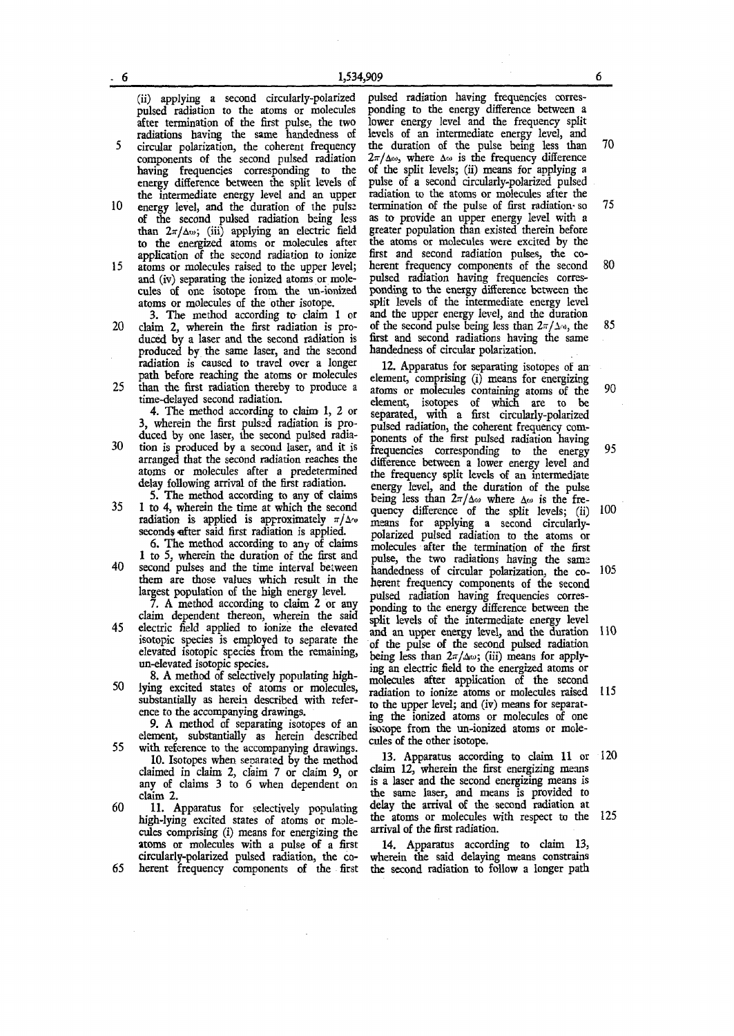(ii) applying a second circularly-polarized pulsed radiation to the atoms or molecules after termination of the first pulse, the two radiations having the same handedness of circular polarization, the coherent frequency components of the second pulsed radiation having frequencies corresponding to the energy difference between the split levels of the intermediate energy level and an upper energy level, and the duration of the pulse of the second pulsed radiation being less than $2\pi/\Delta\omega$; (iii) applying an electric field to the energized atoms or molecules after application of the second radiation to ionize atoms or molecules raised to the upper level; and (iv) separating the ionized atoms or molecules of one isotope from the un-ionized atoms or molecules of the other isotope.

3. The method according to claim 1 or claim 2, wherein the first radiation is produced by a laser and the second radiation is produced by the same laser, and the second radiation is caused to travel over a longer path before reaching the atoms or molecules than the first radiation thereby to produce a time-delayed second radiation.

4. The method according to claim 1, 2 or 3, wherein the first pulsed radiation is produced by one laser, the second pulsed radiation is produced by a second laser, and it is arranged that the second radiation reaches the atoms or molecules after a predetermined delay following arrival of the first radiation.

5. The method according to any of claims 1 to 4, wherein the time at which the second radiation is applied is approximately $\pi/\Delta\omega$ seconds after said first radiation is applied.

6. The method according to any of claims 1 to 5, wherein the duration of the first and second pulses and the time interval between them are those values which result in the largest population of the high energy level.

7. A method according to claim 2 or any claim dependent thereon, wherein the said electric field applied to ionize the elevated isotopic species is employed to separate the elevated isotopic species from the remaining, un-elevated isotopic species.

8. A method of selectively populating high-lying excited states of atoms or molecules, substantially as herein described with reference to the accompanying drawings.

9. A method of separating isotopes of an element, substantially as herein described with reference to the accompanying drawings.

10. Isotopes when separated by the method claimed in claim 2, claim 7 or claim 9, or any of claims 3 to 6 when dependent on claim 2.

11. Apparatus for selectively populating high-lying excited states of atoms or molecules comprising (i) means for energizing the atoms or molecules with a pulse of a first circularly-polarized pulsed radiation, the coherent frequency components of the first pulsed radiation having frequencies corresponding to the energy difference between a lower energy level and the frequency split levels of an intermediate energy level, and the duration of the pulse being less than $2\pi/\Delta\omega$, where $\Delta\omega$ is the frequency difference of the split levels; (ii) means for applying a pulse of a second circularly-polarized pulsed radiation to the atoms or molecules after the termination of the pulse of first radiation so as to provide an upper energy level with a greater population than existed therein before the atoms or molecules were excited by the first and second radiation pulses, the coherent frequency components of the second pulsed radiation having frequencies corresponding to the energy difference between the split levels of the intermediate energy level and the upper energy level, and the duration of the second pulse being less than $2\pi/\Delta\omega$, the first and second radiations having the same handedness of circular polarization.

12. Apparatus for separating isotopes of an element, comprising (i) means for energizing atoms or molecules containing atoms of the element, isotopes of which are to be separated, with a first circularly-polarized pulsed radiation, the coherent frequency components of the first pulsed radiation having frequencies corresponding to the energy difference between a lower energy level and the frequency split levels of an intermediate energy level, and the duration of the pulse being less than $2\pi/\Delta\omega$ where $\Delta\omega$ is the frequency difference of the split levels; (ii) means for applying a second circularly-polarized pulsed radiation to the atoms or molecules after the termination of the first pulse, the two radiations having the same handedness of circular polarization, the coherent frequency components of the second pulsed radiation having frequencies corresponding to the energy difference between the split levels of the intermediate energy level and an upper energy level, and the duration of the pulse of the second pulsed radiation being less than $2\pi/\Delta\omega$; (iii) means for applying an electric field to the energized atoms or molecules after application of the second radiation to ionize atoms or molecules raised to the upper level; and (iv) means for separating the ionized atoms or molecules of one isotope from the un-ionized atoms or molecules of the other isotope.

13. Apparatus according to claim 11 or claim 12, wherein the first energizing means is a laser and the second energizing means is the same laser, and means is provided to delay the arrival of the second radiation at the atoms or molecules with respect to the arrival of the first radiation.

14. Apparatus according to claim 13, wherein the said delaying means constrains the second radiation to follow a longer path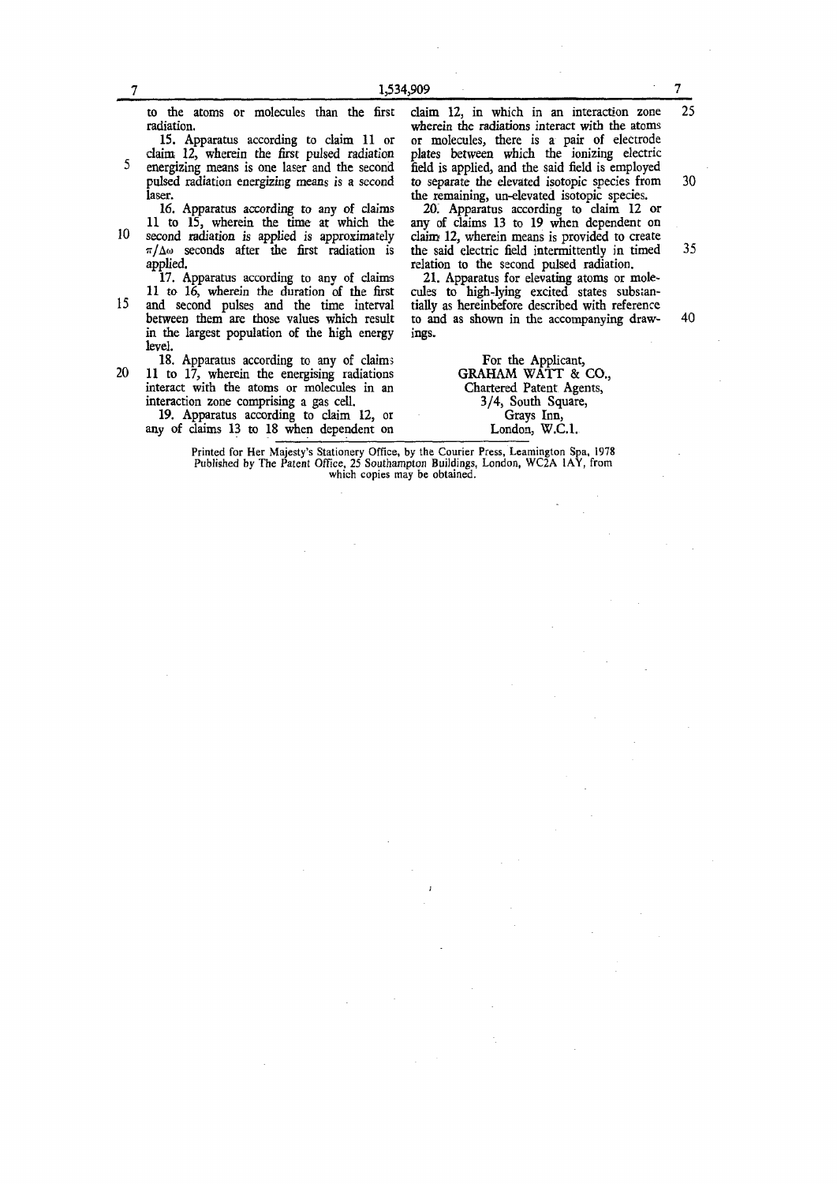to the atoms or molecules than the first radiation.

15. Apparatus according to claim 11 or claim 12, wherein the first pulsed radiation energizing means is one laser and the second pulsed radiation energizing means is a second laser.

16. Apparatus according to any of claims 11 to 15, wherein the time at which the second radiation is applied is approximately $\pi/\Delta\omega$ seconds after the first radiation is applied.

17. Apparatus according to any of claims 11 to 16, wherein the duration of the first and second pulses and the time interval between them are those values which result in the largest population of the high energy level.

18. Apparatus according to any of claims 11 to 17, wherein the energising radiations interact with the atoms or molecules in an interaction zone comprising a gas cell.

19. Apparatus according to claim 12, or any of claims 13 to 18 when dependent on claim 12, in which in an interaction zone wherein the radiations interact with the atoms or molecules, there is a pair of electrode plates between which the ionizing electric field is applied, and the said field is employed to separate the elevated isotopic species from the remaining, un-elevated isotopic species.

20. Apparatus according to claim 12 or any of claims 13 to 19 when dependent on claim 12, wherein means is provided to create the said electric field intermittently in timed relation to the second pulsed radiation.

21. Apparatus for elevating atoms or molecules to high-lying excited states substantially as hereinbefore described with reference to and as shown in the accompanying drawings.

For the Applicant,
GRAHAM WATT & CO.,
Chartered Patent Agents,
3/4, South Square,
Grays Inn,
London, W.C.1.

Printed for Her Majesty's Stationery Office, by the Courier Press, Leamington Spa, 1978
Published by The Patent Office, 25 Southampton Buildings, London, WC2A 1AY, from which copies may be obtained.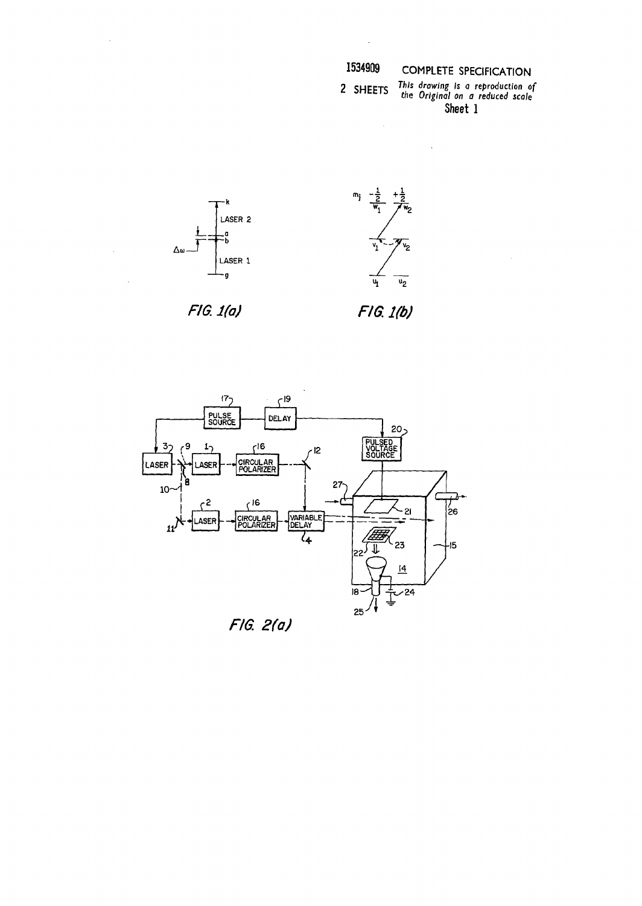1534909 COMPLETE SPECIFICATION

2 SHEETS *This drawing is a reproduction of the Original on a reduced scale*

Sheet 1

*FIG. 1(a)*

*FIG. 1(b)*

*FIG. 2(a)*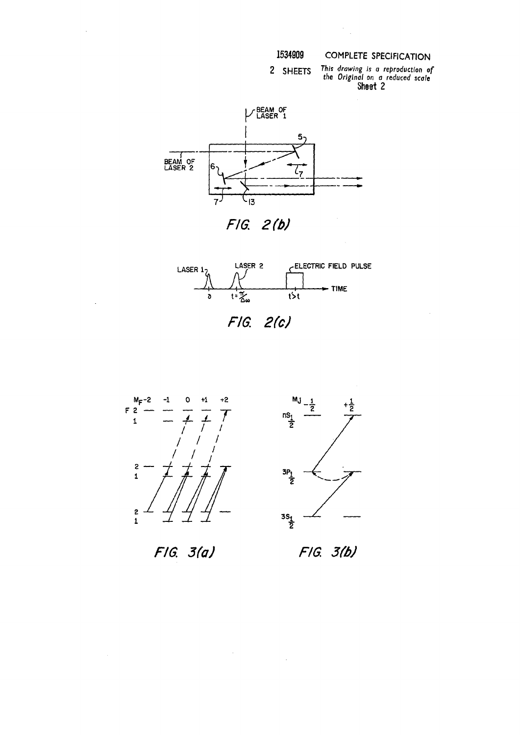1534909 COMPLETE SPECIFICATION

2 SHEETS *This drawing is a reproduction of the Original on a reduced scale*

Sheet 2

BEAM OF LASER 1

BEAM OF LASER 2

5

6

7

7

13

*FIG. 2(b)*

LASER 1

LASER 2

ELECTRIC FIELD PULSE

TIME

0

$t = \pi/\Delta\omega$

$t' > t$

*FIG. 2(c)*

$M_F$ -2 -1 0 +1 +2

F 2

1

2

1

2

1

*FIG. 3(a)*

$M_J$ $-\frac{1}{2}$ $+\frac{1}{2}$

$nS_{\frac{1}{2}}$

$3P_{\frac{1}{2}}$

$3S_{\frac{1}{2}}$

*FIG. 3(b)*